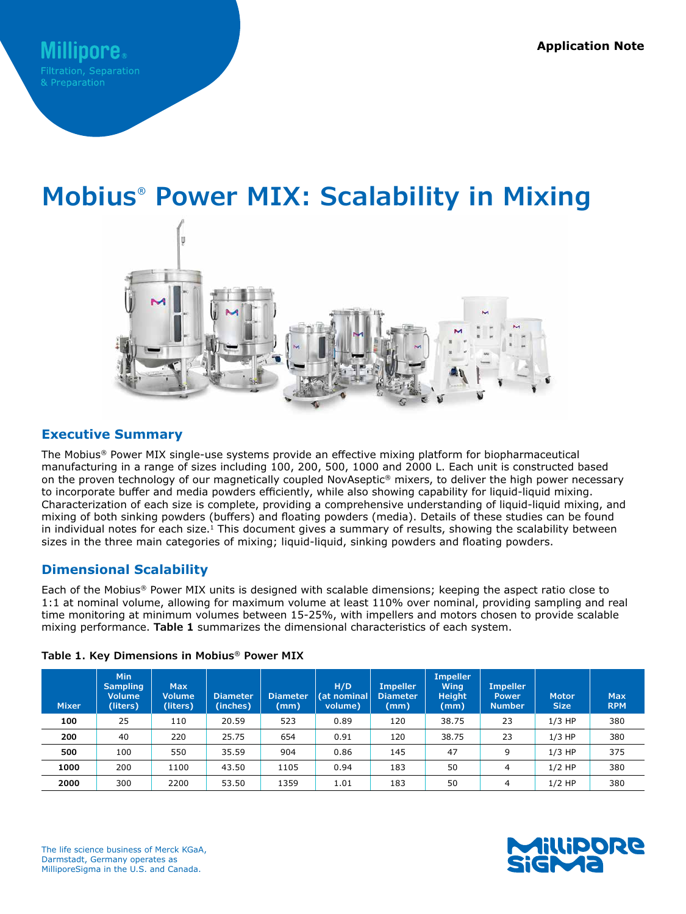Application Note

# Mobius® Power MIX: Scalability in Mixing

## Executive Summary

The Mobius® Power MIX single-use systems provide an effective mixing platform for biopharmaceutical manufacturing in a range of sizes including 100, 200, 500, 1000 and 2000 L. Each unit is constructed based on the proven technology of our magnetically coupled NovAseptic® mixers, to deliver the high power necessary to incorporate buffer and media powders efficiently, while also showing capability for liquid-liquid mixing. Characterization of each size is complete, providing a comprehensive understanding of liquid-liquid mixing, and mixing of both sinking powders (buffers) and floating powders (media). Details of these studies can be found in individual notes for each size.[1] This document gives a summary of results, showing the scalability between sizes in the three main categories of mixing; liquid-liquid, sinking powders and floating powders.

## Dimensional Scalability

Each of the Mobius® Power MIX units is designed with scalable dimensions; keeping the aspect ratio close to 1:1 at nominal volume, allowing for maximum volume at least 110% over nominal, providing sampling and real time monitoring at minimum volumes between 15-25%, with impellers and motors chosen to provide scalable mixing performance. **Table 1** summarizes the dimensional characteristics of each system.

**Table 1. Key Dimensions in Mobius® Power MIX**

| Mixer | Min Sampling Volume (liters) | Max Volume (liters) | Diameter (inches) | Diameter (mm) | H/D (at nominal volume) | Impeller Diameter (mm) | Impeller Wing Height (mm) | Impeller Power Number | Motor Size | Max RPM |
|---|---|---|---|---|---|---|---|---|---|---|
| **100** | 25 | 110 | 20.59 | 523 | 0.89 | 120 | 38.75 | 23 | 1/3 HP | 380 |
| **200** | 40 | 220 | 25.75 | 654 | 0.91 | 120 | 38.75 | 23 | 1/3 HP | 380 |
| **500** | 100 | 550 | 35.59 | 904 | 0.86 | 145 | 47 | 9 | 1/3 HP | 375 |
| **1000** | 200 | 1100 | 43.50 | 1105 | 0.94 | 183 | 50 | 4 | 1/2 HP | 380 |
| **2000** | 300 | 2200 | 53.50 | 1359 | 1.01 | 183 | 50 | 4 | 1/2 HP | 380 |

The life science business of Merck KGaA, Darmstadt, Germany operates as MilliporeSigma in the U.S. and Canada.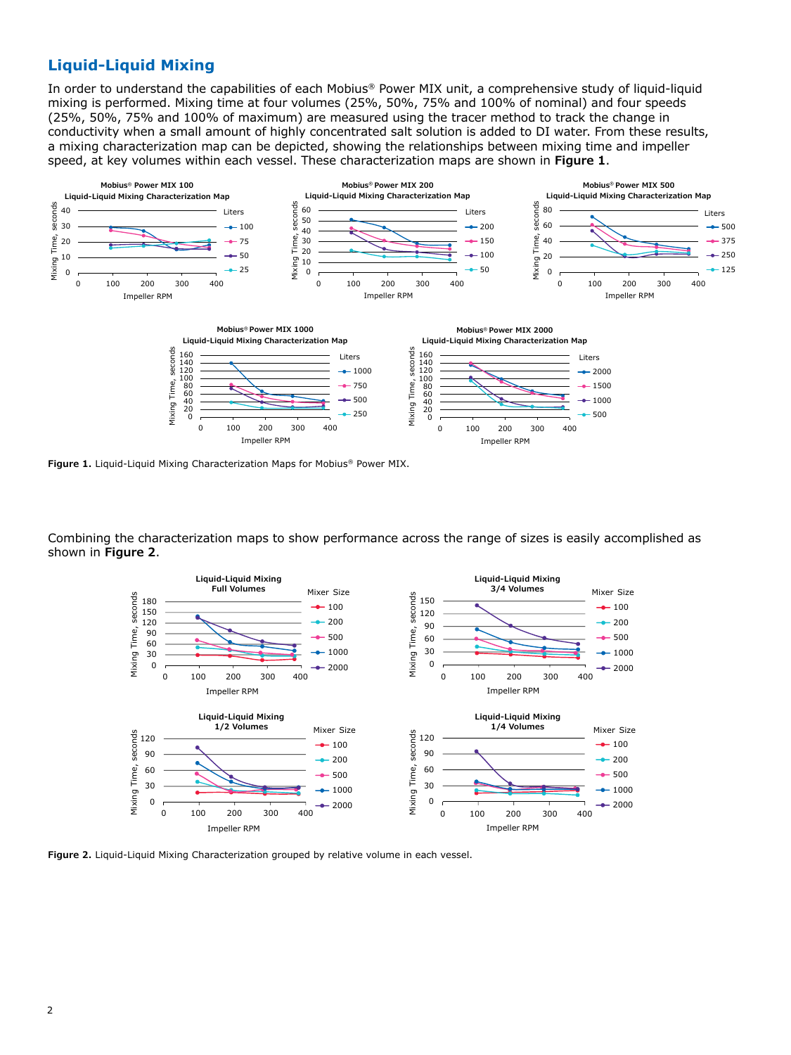## Liquid-Liquid Mixing

In order to understand the capabilities of each Mobius® Power MIX unit, a comprehensive study of liquid-liquid mixing is performed. Mixing time at four volumes (25%, 50%, 75% and 100% of nominal) and four speeds (25%, 50%, 75% and 100% of maximum) are measured using the tracer method to track the change in conductivity when a small amount of highly concentrated salt solution is added to DI water. From these results, a mixing characterization map can be depicted, showing the relationships between mixing time and impeller speed, at key volumes within each vessel. These characterization maps are shown in **Figure 1**.

**Figure 1.** Liquid-Liquid Mixing Characterization Maps for Mobius® Power MIX.

Combining the characterization maps to show performance across the range of sizes is easily accomplished as shown in **Figure 2**.

**Figure 2.** Liquid-Liquid Mixing Characterization grouped by relative volume in each vessel.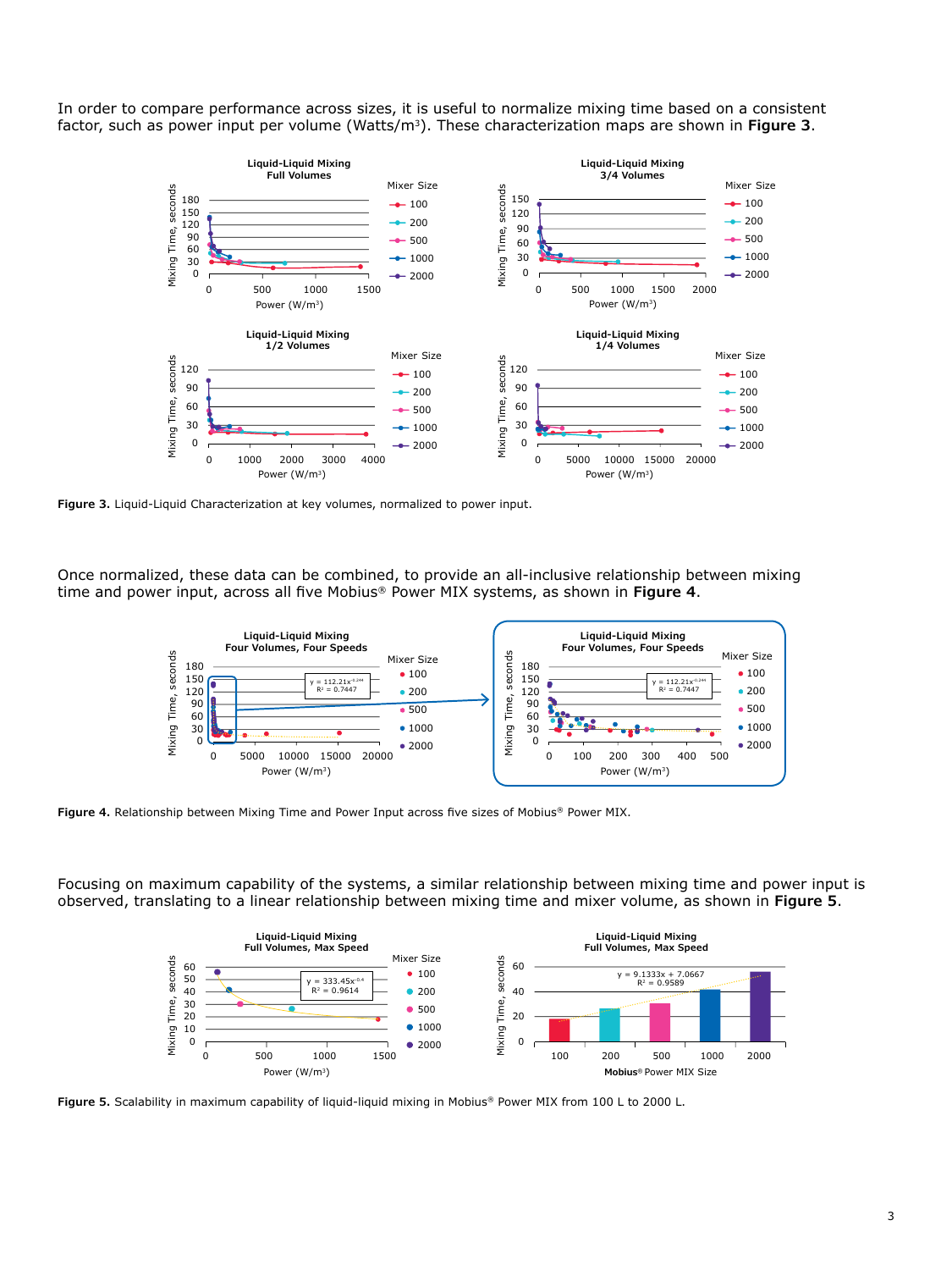In order to compare performance across sizes, it is useful to normalize mixing time based on a consistent factor, such as power input per volume (Watts/m³). These characterization maps are shown in **Figure 3**.

**Figure 3.** Liquid-Liquid Characterization at key volumes, normalized to power input.

Once normalized, these data can be combined, to provide an all-inclusive relationship between mixing time and power input, across all five Mobius® Power MIX systems, as shown in **Figure 4**.

**Figure 4.** Relationship between Mixing Time and Power Input across five sizes of Mobius® Power MIX.

Focusing on maximum capability of the systems, a similar relationship between mixing time and power input is observed, translating to a linear relationship between mixing time and mixer volume, as shown in **Figure 5**.

**Figure 5.** Scalability in maximum capability of liquid-liquid mixing in Mobius® Power MIX from 100 L to 2000 L.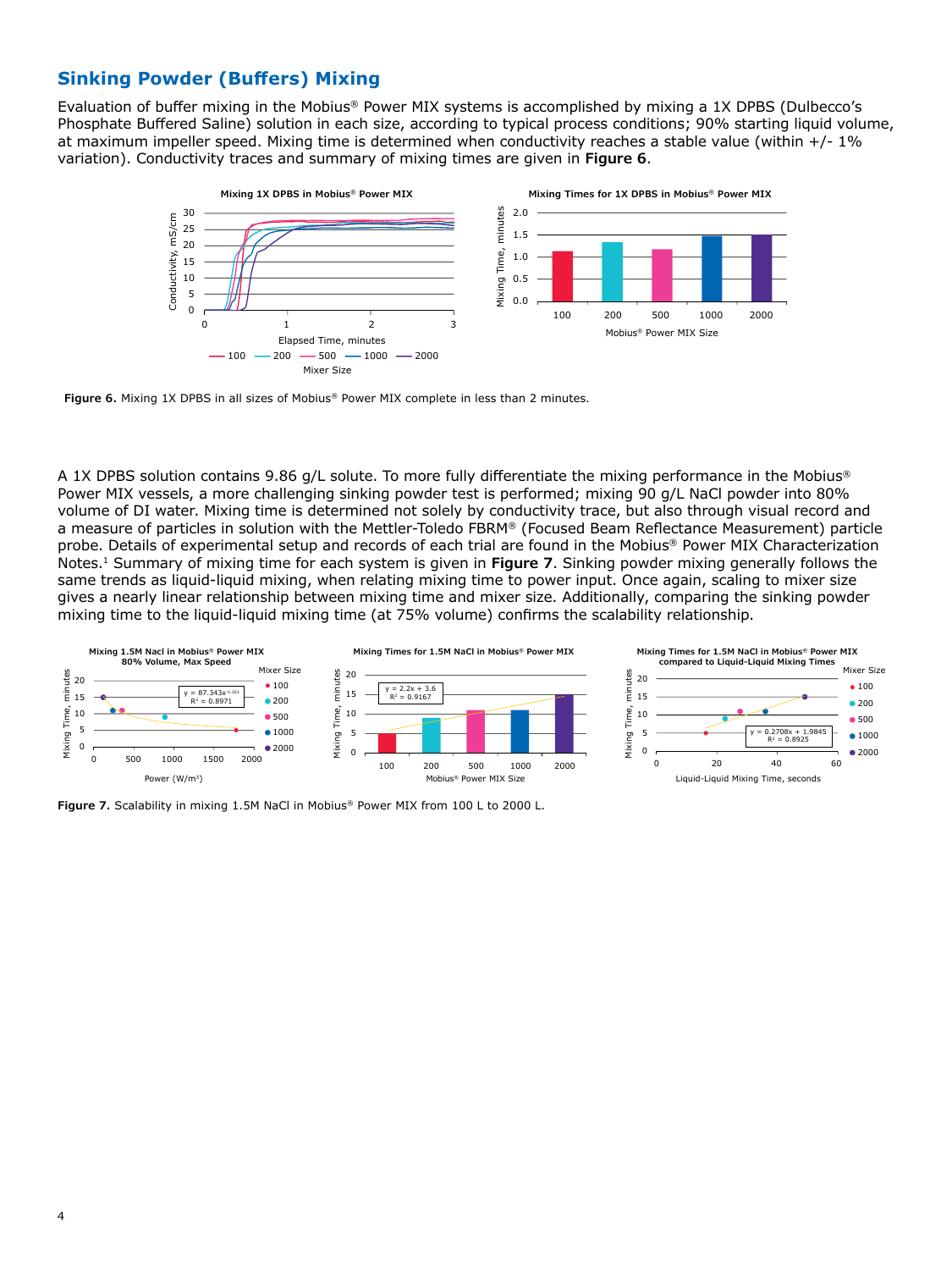## Sinking Powder (Buffers) Mixing

Evaluation of buffer mixing in the Mobius® Power MIX systems is accomplished by mixing a 1X DPBS (Dulbecco's Phosphate Buffered Saline) solution in each size, according to typical process conditions; 90% starting liquid volume, at maximum impeller speed. Mixing time is determined when conductivity reaches a stable value (within +/- 1% variation). Conductivity traces and summary of mixing times are given in **Figure 6**.

**Figure 6.** Mixing 1X DPBS in all sizes of Mobius® Power MIX complete in less than 2 minutes.

A 1X DPBS solution contains 9.86 g/L solute. To more fully differentiate the mixing performance in the Mobius® Power MIX vessels, a more challenging sinking powder test is performed; mixing 90 g/L NaCl powder into 80% volume of DI water. Mixing time is determined not solely by conductivity trace, but also through visual record and a measure of particles in solution with the Mettler-Toledo FBRM® (Focused Beam Reflectance Measurement) particle probe. Details of experimental setup and records of each trial are found in the Mobius® Power MIX Characterization Notes.[1] Summary of mixing time for each system is given in **Figure 7**. Sinking powder mixing generally follows the same trends as liquid-liquid mixing, when relating mixing time to power input. Once again, scaling to mixer size gives a nearly linear relationship between mixing time and mixer size. Additionally, comparing the sinking powder mixing time to the liquid-liquid mixing time (at 75% volume) confirms the scalability relationship.

**Figure 7.** Scalability in mixing 1.5M NaCl in Mobius® Power MIX from 100 L to 2000 L.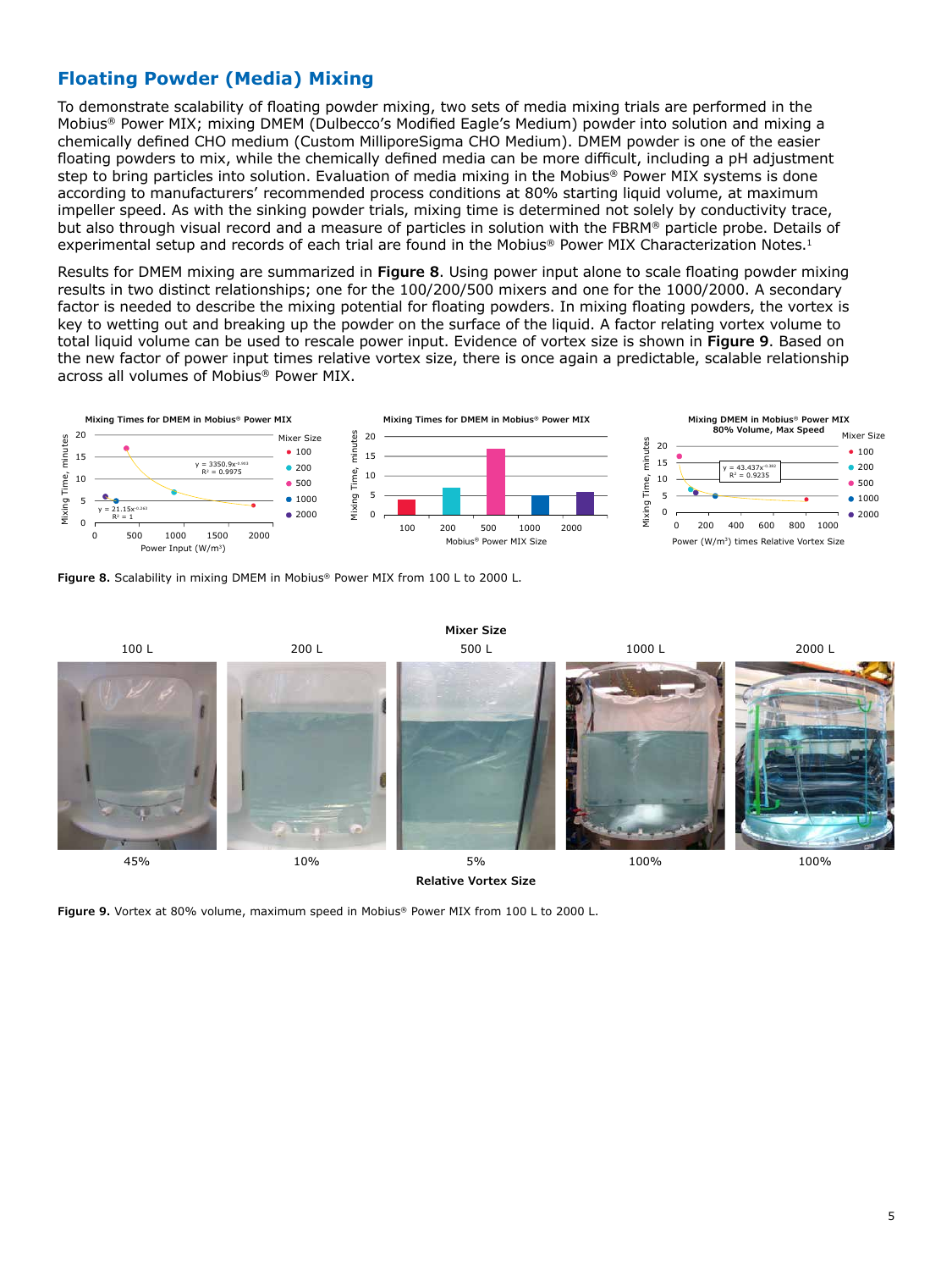## Floating Powder (Media) Mixing

To demonstrate scalability of floating powder mixing, two sets of media mixing trials are performed in the Mobius® Power MIX; mixing DMEM (Dulbecco's Modified Eagle's Medium) powder into solution and mixing a chemically defined CHO medium (Custom MilliporeSigma CHO Medium). DMEM powder is one of the easier floating powders to mix, while the chemically defined media can be more difficult, including a pH adjustment step to bring particles into solution. Evaluation of media mixing in the Mobius® Power MIX systems is done according to manufacturers' recommended process conditions at 80% starting liquid volume, at maximum impeller speed. As with the sinking powder trials, mixing time is determined not solely by conductivity trace, but also through visual record and a measure of particles in solution with the FBRM® particle probe. Details of experimental setup and records of each trial are found in the Mobius® Power MIX Characterization Notes.[1]

Results for DMEM mixing are summarized in **Figure 8**. Using power input alone to scale floating powder mixing results in two distinct relationships; one for the 100/200/500 mixers and one for the 1000/2000. A secondary factor is needed to describe the mixing potential for floating powders. In mixing floating powders, the vortex is key to wetting out and breaking up the powder on the surface of the liquid. A factor relating vortex volume to total liquid volume can be used to rescale power input. Evidence of vortex size is shown in **Figure 9**. Based on the new factor of power input times relative vortex size, there is once again a predictable, scalable relationship across all volumes of Mobius® Power MIX.

**Figure 8.** Scalability in mixing DMEM in Mobius® Power MIX from 100 L to 2000 L.

**Figure 9.** Vortex at 80% volume, maximum speed in Mobius® Power MIX from 100 L to 2000 L.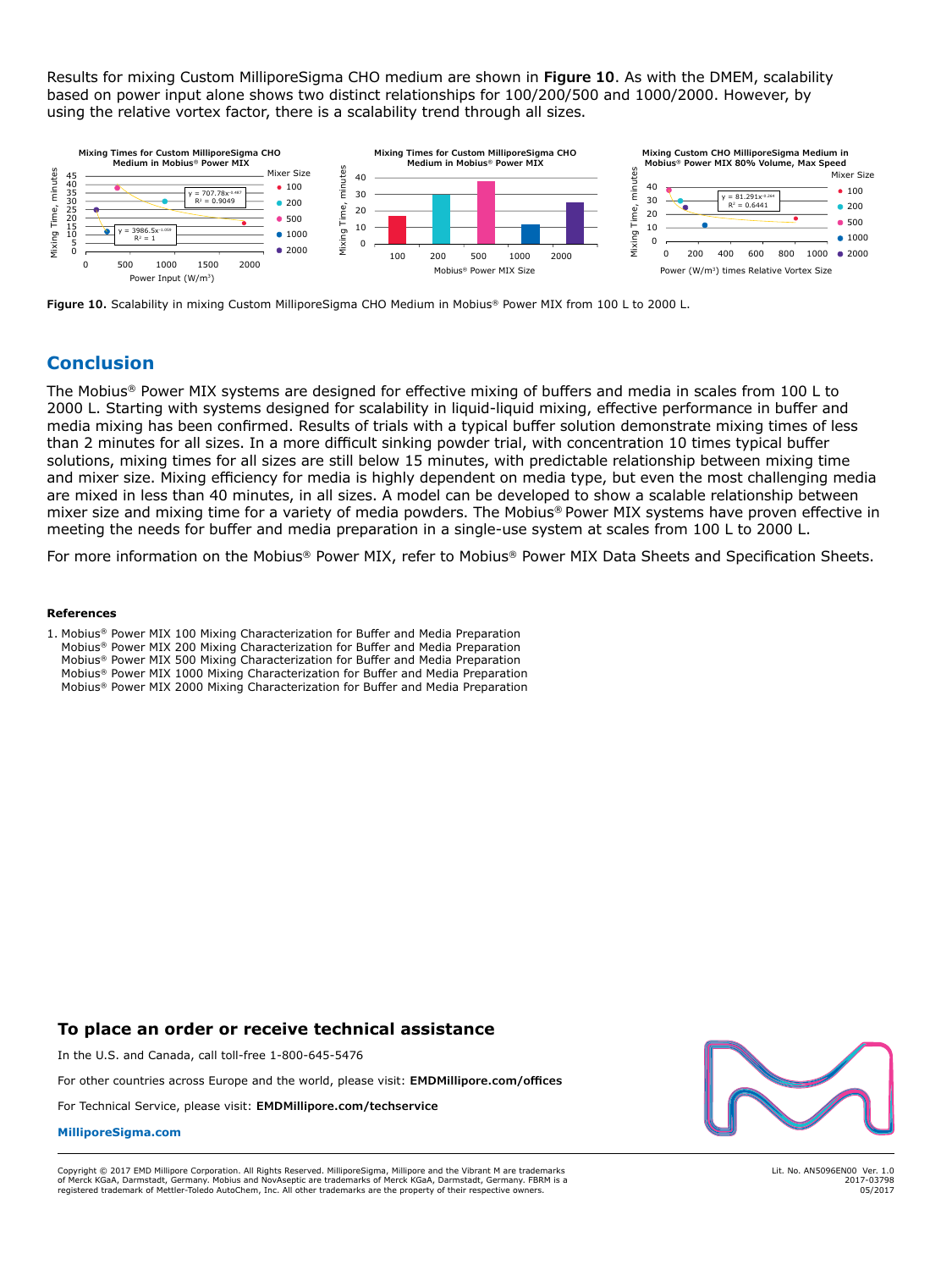Results for mixing Custom MilliporeSigma CHO medium are shown in **Figure 10**. As with the DMEM, scalability based on power input alone shows two distinct relationships for 100/200/500 and 1000/2000. However, by using the relative vortex factor, there is a scalability trend through all sizes.

Mixing Times for Custom MilliporeSigma CHO Medium in Mobius® Power MIX

Mixing Time, minutes

45
40
35
30
25
20
15
10
5
0

0 500 1000 1500 2000

Power Input (W/m³)

$y = 707.78x^{-0.467}$
$R^2 = 0.9049$

$y = 3986.5x^{-1.058}$
$R^2 = 1$

Mixer Size
100
200
500
1000
2000

Mixing Times for Custom MilliporeSigma CHO Medium in Mobius® Power MIX

Mixing Time, minutes

40
30
20
10
0

100 200 500 1000 2000

Mobius® Power MIX Size

Mixing Custom CHO MilliporeSigma Medium in Mobius® Power MIX 80% Volume, Max Speed

Mixing Time, minutes

40
30
20
10
0

0 200 400 600 800 1000

Power (W/m³) times Relative Vortex Size

$y = 81.291x^{-0.264}$
$R^2 = 0.6441$

Mixer Size
100
200
500
1000
2000

**Figure 10.** Scalability in mixing Custom MilliporeSigma CHO Medium in Mobius® Power MIX from 100 L to 2000 L.

## Conclusion

The Mobius® Power MIX systems are designed for effective mixing of buffers and media in scales from 100 L to 2000 L. Starting with systems designed for scalability in liquid-liquid mixing, effective performance in buffer and media mixing has been confirmed. Results of trials with a typical buffer solution demonstrate mixing times of less than 2 minutes for all sizes. In a more difficult sinking powder trial, with concentration 10 times typical buffer solutions, mixing times for all sizes are still below 15 minutes, with predictable relationship between mixing time and mixer size. Mixing efficiency for media is highly dependent on media type, but even the most challenging media are mixed in less than 40 minutes, in all sizes. A model can be developed to show a scalable relationship between mixer size and mixing time for a variety of media powders. The Mobius® Power MIX systems have proven effective in meeting the needs for buffer and media preparation in a single-use system at scales from 100 L to 2000 L.

For more information on the Mobius® Power MIX, refer to Mobius® Power MIX Data Sheets and Specification Sheets.

#### References

1. Mobius® Power MIX 100 Mixing Characterization for Buffer and Media Preparation
   Mobius® Power MIX 200 Mixing Characterization for Buffer and Media Preparation
   Mobius® Power MIX 500 Mixing Characterization for Buffer and Media Preparation
   Mobius® Power MIX 1000 Mixing Characterization for Buffer and Media Preparation
   Mobius® Power MIX 2000 Mixing Characterization for Buffer and Media Preparation

### To place an order or receive technical assistance

In the U.S. and Canada, call toll-free 1-800-645-5476

For other countries across Europe and the world, please visit: **EMDMillipore.com/offices**

For Technical Service, please visit: **EMDMillipore.com/techservice**

**MilliporeSigma.com**

Copyright © 2017 EMD Millipore Corporation. All Rights Reserved. MilliporeSigma, Millipore and the Vibrant M are trademarks of Merck KGaA, Darmstadt, Germany. Mobius and NovAseptic are trademarks of Merck KGaA, Darmstadt, Germany. FBRM is a registered trademark of Mettler-Toledo AutoChem, Inc. All other trademarks are the property of their respective owners.

Lit. No. AN5096EN00 Ver. 1.0
2017-03798
05/2017